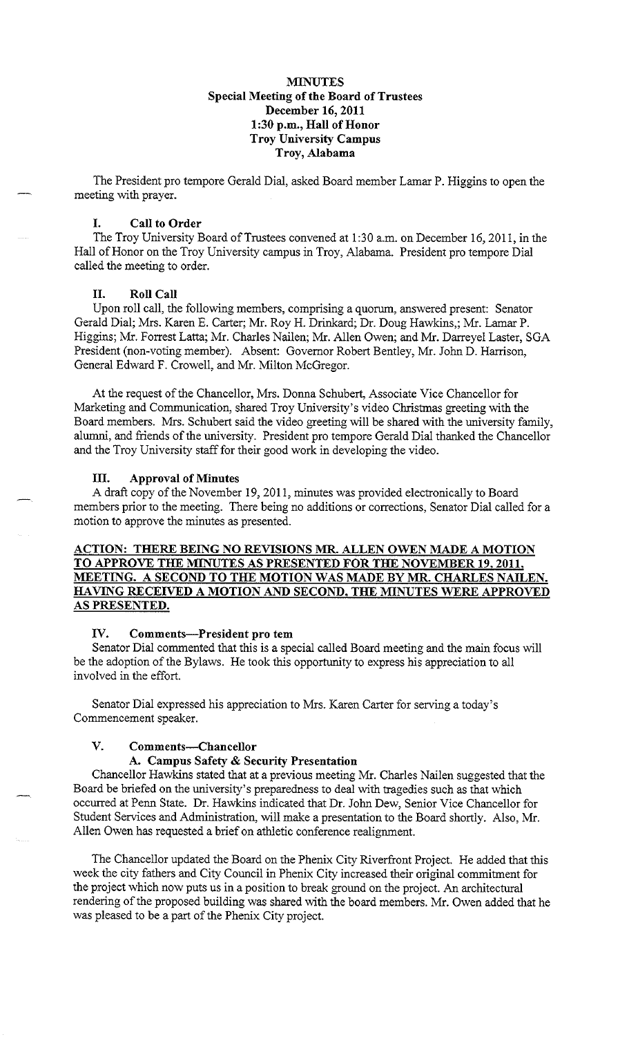**MINUTES**
**Special Meeting of the Board of Trustees**
**December 16, 2011**
**1:30 p.m., Hall of Honor**
**Troy University Campus**
**Troy, Alabama**

The President pro tempore Gerald Dial, asked Board member Lamar P. Higgins to open the meeting with prayer.

## I. Call to Order

The Troy University Board of Trustees convened at 1:30 a.m. on December 16, 2011, in the Hall of Honor on the Troy University campus in Troy, Alabama. President pro tempore Dial called the meeting to order.

## II. Roll Call

Upon roll call, the following members, comprising a quorum, answered present: Senator Gerald Dial; Mrs. Karen E. Carter; Mr. Roy H. Drinkard; Dr. Doug Hawkins,; Mr. Lamar P. Higgins; Mr. Forrest Latta; Mr. Charles Nailen; Mr. Allen Owen; and Mr. Darreyel Laster, SGA President (non-voting member). Absent: Governor Robert Bentley, Mr. John D. Harrison, General Edward F. Crowell, and Mr. Milton McGregor.

At the request of the Chancellor, Mrs. Donna Schubert, Associate Vice Chancellor for Marketing and Communication, shared Troy University's video Christmas greeting with the Board members. Mrs. Schubert said the video greeting will be shared with the university family, alumni, and friends of the university. President pro tempore Gerald Dial thanked the Chancellor and the Troy University staff for their good work in developing the video.

## III. Approval of Minutes

A draft copy of the November 19, 2011, minutes was provided electronically to Board members prior to the meeting. There being no additions or corrections, Senator Dial called for a motion to approve the minutes as presented.

**ACTION: THERE BEING NO REVISIONS MR. ALLEN OWEN MADE A MOTION TO APPROVE THE MINUTES AS PRESENTED FOR THE NOVEMBER 19, 2011, MEETING. A SECOND TO THE MOTION WAS MADE BY MR. CHARLES NAILEN. HAVING RECEIVED A MOTION AND SECOND, THE MINUTES WERE APPROVED AS PRESENTED.**

## IV. Comments—President pro tem

Senator Dial commented that this is a special called Board meeting and the main focus will be the adoption of the Bylaws. He took this opportunity to express his appreciation to all involved in the effort.

Senator Dial expressed his appreciation to Mrs. Karen Carter for serving a today's Commencement speaker.

## V. Comments—Chancellor

### A. Campus Safety & Security Presentation

Chancellor Hawkins stated that at a previous meeting Mr. Charles Nailen suggested that the Board be briefed on the university's preparedness to deal with tragedies such as that which occurred at Penn State. Dr. Hawkins indicated that Dr. John Dew, Senior Vice Chancellor for Student Services and Administration, will make a presentation to the Board shortly. Also, Mr. Allen Owen has requested a brief on athletic conference realignment.

The Chancellor updated the Board on the Phenix City Riverfront Project. He added that this week the city fathers and City Council in Phenix City increased their original commitment for the project which now puts us in a position to break ground on the project. An architectural rendering of the proposed building was shared with the board members. Mr. Owen added that he was pleased to be a part of the Phenix City project.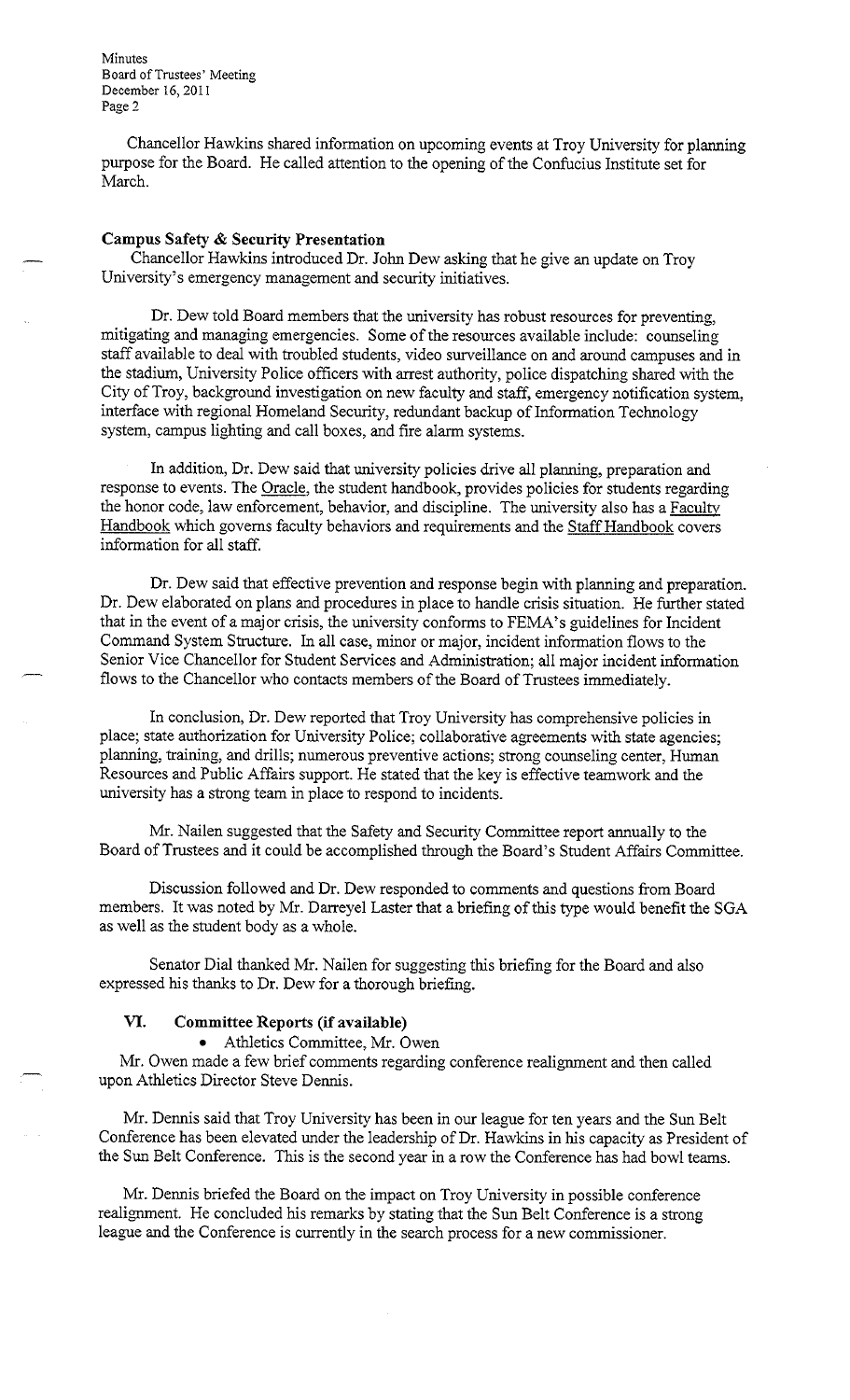Chancellor Hawkins shared information on upcoming events at Troy University for planning purpose for the Board. He called attention to the opening of the Confucius Institute set for March.

**Campus Safety & Security Presentation**

Chancellor Hawkins introduced Dr. John Dew asking that he give an update on Troy University's emergency management and security initiatives.

Dr. Dew told Board members that the university has robust resources for preventing, mitigating and managing emergencies. Some of the resources available include: counseling staff available to deal with troubled students, video surveillance on and around campuses and in the stadium, University Police officers with arrest authority, police dispatching shared with the City of Troy, background investigation on new faculty and staff, emergency notification system, interface with regional Homeland Security, redundant backup of Information Technology system, campus lighting and call boxes, and fire alarm systems.

In addition, Dr. Dew said that university policies drive all planning, preparation and response to events. The Oracle, the student handbook, provides policies for students regarding the honor code, law enforcement, behavior, and discipline. The university also has a Faculty Handbook which governs faculty behaviors and requirements and the Staff Handbook covers information for all staff.

Dr. Dew said that effective prevention and response begin with planning and preparation. Dr. Dew elaborated on plans and procedures in place to handle crisis situation. He further stated that in the event of a major crisis, the university conforms to FEMA's guidelines for Incident Command System Structure. In all case, minor or major, incident information flows to the Senior Vice Chancellor for Student Services and Administration; all major incident information flows to the Chancellor who contacts members of the Board of Trustees immediately.

In conclusion, Dr. Dew reported that Troy University has comprehensive policies in place; state authorization for University Police; collaborative agreements with state agencies; planning, training, and drills; numerous preventive actions; strong counseling center, Human Resources and Public Affairs support. He stated that the key is effective teamwork and the university has a strong team in place to respond to incidents.

Mr. Nailen suggested that the Safety and Security Committee report annually to the Board of Trustees and it could be accomplished through the Board's Student Affairs Committee.

Discussion followed and Dr. Dew responded to comments and questions from Board members. It was noted by Mr. Darreyel Laster that a briefing of this type would benefit the SGA as well as the student body as a whole.

Senator Dial thanked Mr. Nailen for suggesting this briefing for the Board and also expressed his thanks to Dr. Dew for a thorough briefing.

## VI. Committee Reports (if available)

- Athletics Committee, Mr. Owen

Mr. Owen made a few brief comments regarding conference realignment and then called upon Athletics Director Steve Dennis.

Mr. Dennis said that Troy University has been in our league for ten years and the Sun Belt Conference has been elevated under the leadership of Dr. Hawkins in his capacity as President of the Sun Belt Conference. This is the second year in a row the Conference has had bowl teams.

Mr. Dennis briefed the Board on the impact on Troy University in possible conference realignment. He concluded his remarks by stating that the Sun Belt Conference is a strong league and the Conference is currently in the search process for a new commissioner.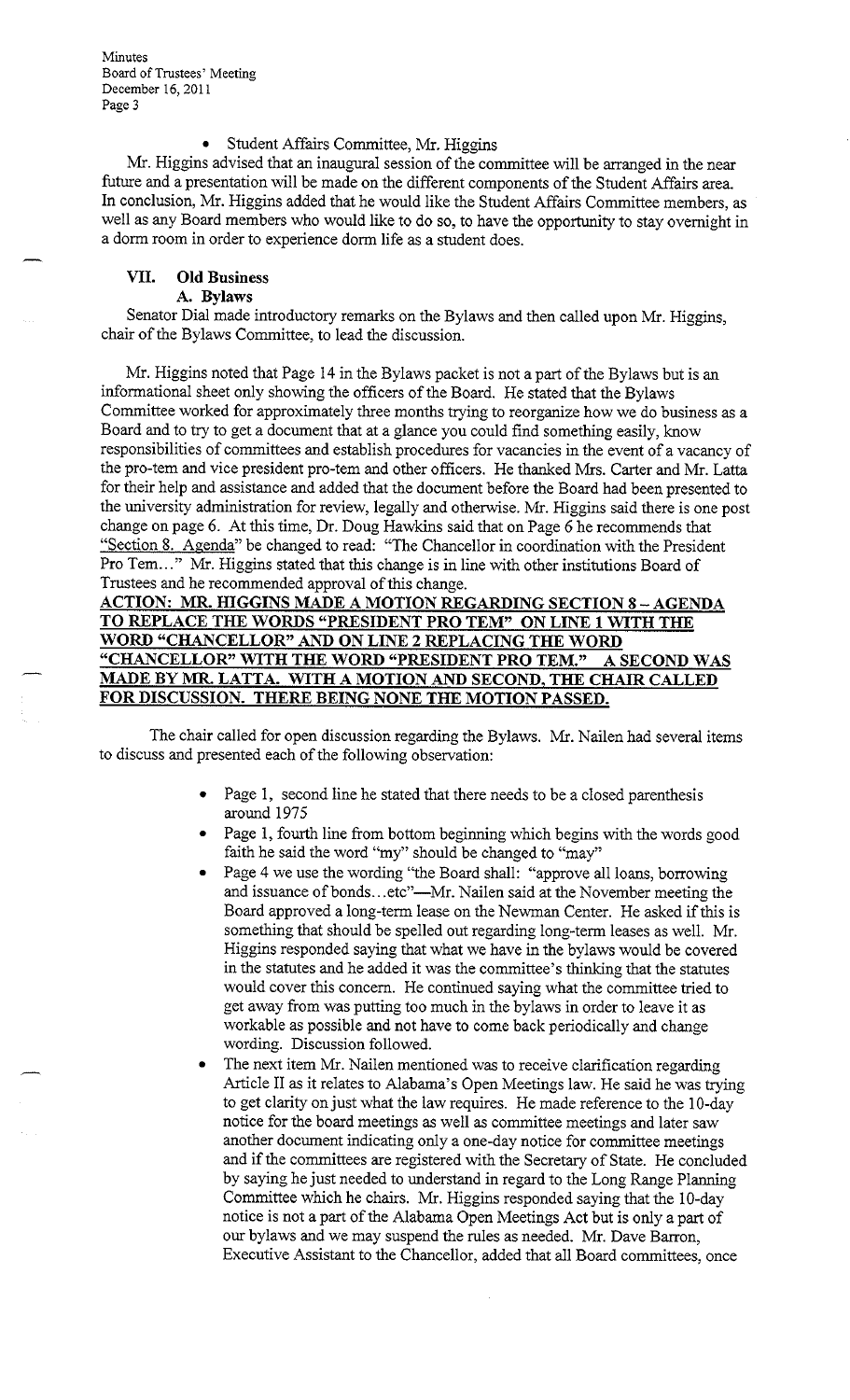- Student Affairs Committee, Mr. Higgins

Mr. Higgins advised that an inaugural session of the committee will be arranged in the near future and a presentation will be made on the different components of the Student Affairs area. In conclusion, Mr. Higgins added that he would like the Student Affairs Committee members, as well as any Board members who would like to do so, to have the opportunity to stay overnight in a dorm room in order to experience dorm life as a student does.

## VII. Old Business

### A. Bylaws

Senator Dial made introductory remarks on the Bylaws and then called upon Mr. Higgins, chair of the Bylaws Committee, to lead the discussion.

Mr. Higgins noted that Page 14 in the Bylaws packet is not a part of the Bylaws but is an informational sheet only showing the officers of the Board. He stated that the Bylaws Committee worked for approximately three months trying to reorganize how we do business as a Board and to try to get a document that at a glance you could find something easily, know responsibilities of committees and establish procedures for vacancies in the event of a vacancy of the pro-tem and vice president pro-tem and other officers. He thanked Mrs. Carter and Mr. Latta for their help and assistance and added that the document before the Board had been presented to the university administration for review, legally and otherwise. Mr. Higgins said there is one post change on page 6. At this time, Dr. Doug Hawkins said that on Page 6 he recommends that "Section 8. Agenda" be changed to read: "The Chancellor in coordination with the President Pro Tem…" Mr. Higgins stated that this change is in line with other institutions Board of Trustees and he recommended approval of this change.

**ACTION: MR. HIGGINS MADE A MOTION REGARDING SECTION 8 – AGENDA TO REPLACE THE WORDS "PRESIDENT PRO TEM" ON LINE 1 WITH THE WORD "CHANCELLOR" AND ON LINE 2 REPLACING THE WORD "CHANCELLOR" WITH THE WORD "PRESIDENT PRO TEM." A SECOND WAS MADE BY MR. LATTA. WITH A MOTION AND SECOND, THE CHAIR CALLED FOR DISCUSSION. THERE BEING NONE THE MOTION PASSED.**

The chair called for open discussion regarding the Bylaws. Mr. Nailen had several items to discuss and presented each of the following observation:

- Page 1, second line he stated that there needs to be a closed parenthesis around 1975
- Page 1, fourth line from bottom beginning which begins with the words good faith he said the word "my" should be changed to "may"
- Page 4 we use the wording "the Board shall: "approve all loans, borrowing and issuance of bonds…etc"—Mr. Nailen said at the November meeting the Board approved a long-term lease on the Newman Center. He asked if this is something that should be spelled out regarding long-term leases as well. Mr. Higgins responded saying that what we have in the bylaws would be covered in the statutes and he added it was the committee's thinking that the statutes would cover this concern. He continued saying what the committee tried to get away from was putting too much in the bylaws in order to leave it as workable as possible and not have to come back periodically and change wording. Discussion followed.
- The next item Mr. Nailen mentioned was to receive clarification regarding Article II as it relates to Alabama's Open Meetings law. He said he was trying to get clarity on just what the law requires. He made reference to the 10-day notice for the board meetings as well as committee meetings and later saw another document indicating only a one-day notice for committee meetings and if the committees are registered with the Secretary of State. He concluded by saying he just needed to understand in regard to the Long Range Planning Committee which he chairs. Mr. Higgins responded saying that the 10-day notice is not a part of the Alabama Open Meetings Act but is only a part of our bylaws and we may suspend the rules as needed. Mr. Dave Barron, Executive Assistant to the Chancellor, added that all Board committees, once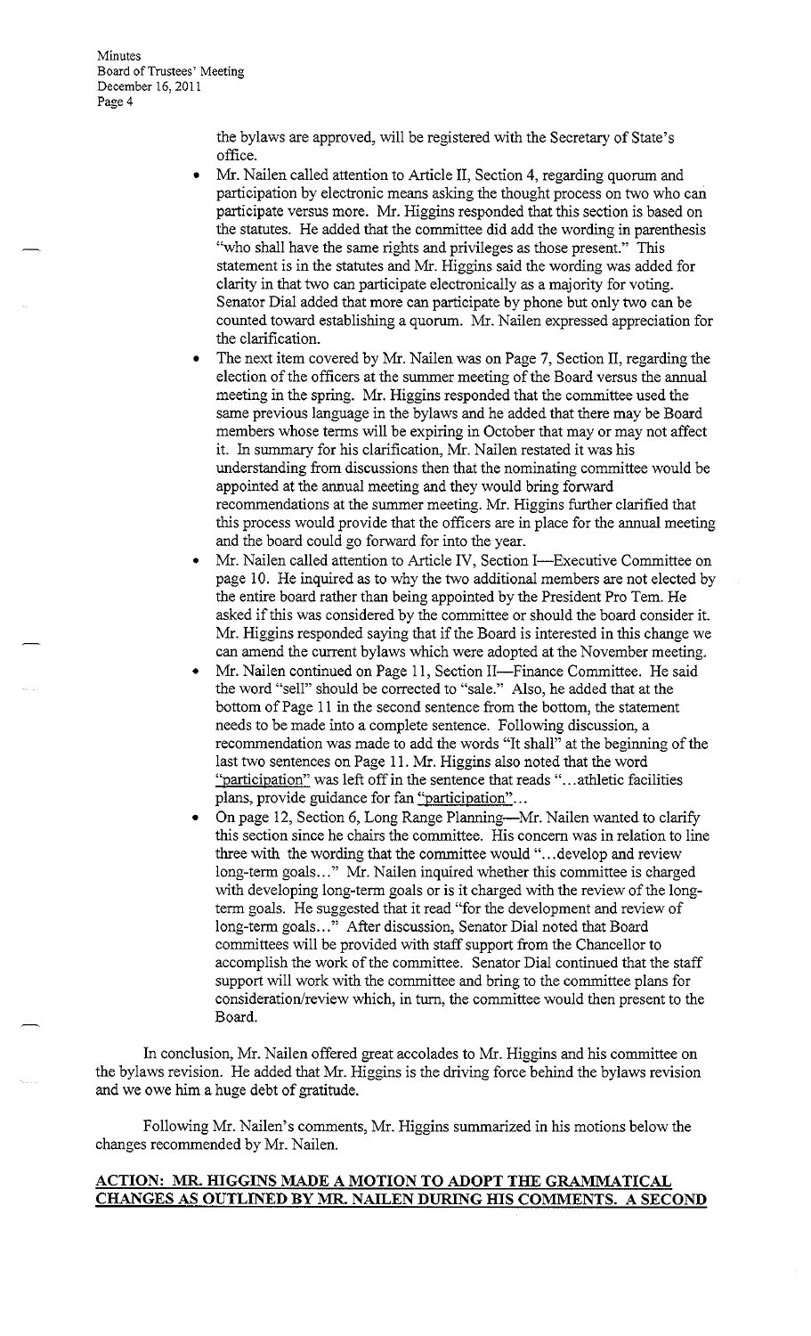the bylaws are approved, will be registered with the Secretary of State's office.

- Mr. Nailen called attention to Article II, Section 4, regarding quorum and participation by electronic means asking the thought process on two who can participate versus more. Mr. Higgins responded that this section is based on the statutes. He added that the committee did add the wording in parenthesis "who shall have the same rights and privileges as those present." This statement is in the statutes and Mr. Higgins said the wording was added for clarity in that two can participate electronically as a majority for voting. Senator Dial added that more can participate by phone but only two can be counted toward establishing a quorum. Mr. Nailen expressed appreciation for the clarification.
- The next item covered by Mr. Nailen was on Page 7, Section II, regarding the election of the officers at the summer meeting of the Board versus the annual meeting in the spring. Mr. Higgins responded that the committee used the same previous language in the bylaws and he added that there may be Board members whose terms will be expiring in October that may or may not affect it. In summary for his clarification, Mr. Nailen restated it was his understanding from discussions then that the nominating committee would be appointed at the annual meeting and they would bring forward recommendations at the summer meeting. Mr. Higgins further clarified that this process would provide that the officers are in place for the annual meeting and the board could go forward for into the year.
- Mr. Nailen called attention to Article IV, Section I—Executive Committee on page 10. He inquired as to why the two additional members are not elected by the entire board rather than being appointed by the President Pro Tem. He asked if this was considered by the committee or should the board consider it. Mr. Higgins responded saying that if the Board is interested in this change we can amend the current bylaws which were adopted at the November meeting.
- Mr. Nailen continued on Page 11, Section II—Finance Committee. He said the word "sell" should be corrected to "sale." Also, he added that at the bottom of Page 11 in the second sentence from the bottom, the statement needs to be made into a complete sentence. Following discussion, a recommendation was made to add the words "It shall" at the beginning of the last two sentences on Page 11. Mr. Higgins also noted that the word "participation" was left off in the sentence that reads "...athletic facilities plans, provide guidance for fan "participation"...
- On page 12, Section 6, Long Range Planning—Mr. Nailen wanted to clarify this section since he chairs the committee. His concern was in relation to line three with the wording that the committee would "...develop and review long-term goals..." Mr. Nailen inquired whether this committee is charged with developing long-term goals or is it charged with the review of the long-term goals. He suggested that it read "for the development and review of long-term goals..." After discussion, Senator Dial noted that Board committees will be provided with staff support from the Chancellor to accomplish the work of the committee. Senator Dial continued that the staff support will work with the committee and bring to the committee plans for consideration/review which, in turn, the committee would then present to the Board.

In conclusion, Mr. Nailen offered great accolades to Mr. Higgins and his committee on the bylaws revision. He added that Mr. Higgins is the driving force behind the bylaws revision and we owe him a huge debt of gratitude.

Following Mr. Nailen's comments, Mr. Higgins summarized in his motions below the changes recommended by Mr. Nailen.

**ACTION: MR. HIGGINS MADE A MOTION TO ADOPT THE GRAMMATICAL CHANGES AS OUTLINED BY MR. NAILEN DURING HIS COMMENTS. A SECOND**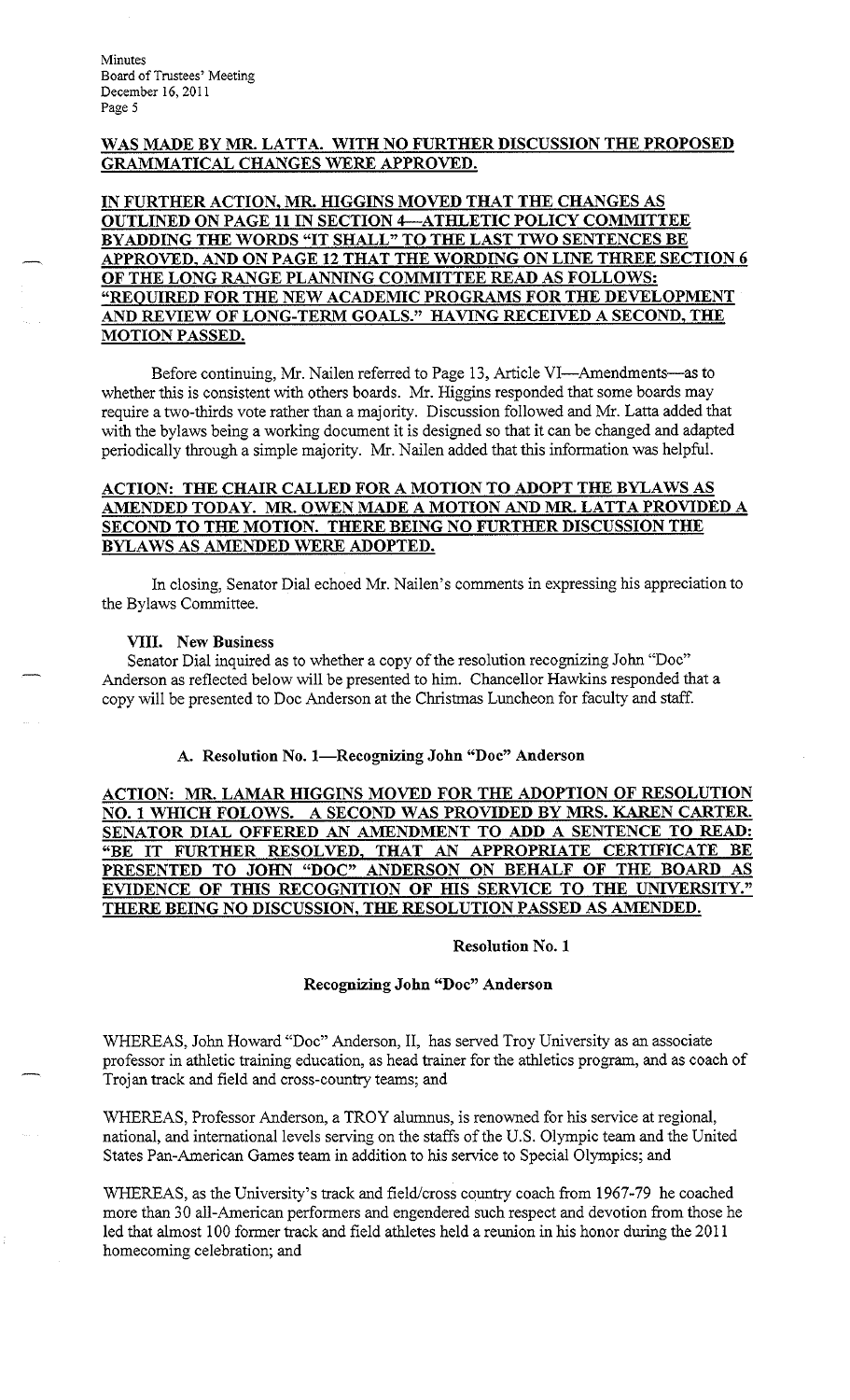**WAS MADE BY MR. LATTA. WITH NO FURTHER DISCUSSION THE PROPOSED GRAMMATICAL CHANGES WERE APPROVED.**

**IN FURTHER ACTION, MR. HIGGINS MOVED THAT THE CHANGES AS OUTLINED ON PAGE 11 IN SECTION 4—ATHLETIC POLICY COMMITTEE BYADDING THE WORDS "IT SHALL" TO THE LAST TWO SENTENCES BE APPROVED, AND ON PAGE 12 THAT THE WORDING ON LINE THREE SECTION 6 OF THE LONG RANGE PLANNING COMMITTEE READ AS FOLLOWS: "REQUIRED FOR THE NEW ACADEMIC PROGRAMS FOR THE DEVELOPMENT AND REVIEW OF LONG-TERM GOALS." HAVING RECEIVED A SECOND, THE MOTION PASSED.**

Before continuing, Mr. Nailen referred to Page 13, Article VI—Amendments—as to whether this is consistent with others boards. Mr. Higgins responded that some boards may require a two-thirds vote rather than a majority. Discussion followed and Mr. Latta added that with the bylaws being a working document it is designed so that it can be changed and adapted periodically through a simple majority. Mr. Nailen added that this information was helpful.

**ACTION: THE CHAIR CALLED FOR A MOTION TO ADOPT THE BYLAWS AS AMENDED TODAY. MR. OWEN MADE A MOTION AND MR. LATTA PROVIDED A SECOND TO THE MOTION. THERE BEING NO FURTHER DISCUSSION THE BYLAWS AS AMENDED WERE ADOPTED.**

In closing, Senator Dial echoed Mr. Nailen's comments in expressing his appreciation to the Bylaws Committee.

## VIII. New Business

Senator Dial inquired as to whether a copy of the resolution recognizing John "Doc" Anderson as reflected below will be presented to him. Chancellor Hawkins responded that a copy will be presented to Doc Anderson at the Christmas Luncheon for faculty and staff.

### A. Resolution No. 1—Recognizing John "Doc" Anderson

**ACTION: MR. LAMAR HIGGINS MOVED FOR THE ADOPTION OF RESOLUTION NO. 1 WHICH FOLOWS. A SECOND WAS PROVIDED BY MRS. KAREN CARTER. SENATOR DIAL OFFERED AN AMENDMENT TO ADD A SENTENCE TO READ: "BE IT FURTHER RESOLVED, THAT AN APPROPRIATE CERTIFICATE BE PRESENTED TO JOHN "DOC" ANDERSON ON BEHALF OF THE BOARD AS EVIDENCE OF THIS RECOGNITION OF HIS SERVICE TO THE UNIVERSITY." THERE BEING NO DISCUSSION, THE RESOLUTION PASSED AS AMENDED.**

**Resolution No. 1**

**Recognizing John "Doc" Anderson**

WHEREAS, John Howard "Doc" Anderson, II, has served Troy University as an associate professor in athletic training education, as head trainer for the athletics program, and as coach of Trojan track and field and cross-country teams; and

WHEREAS, Professor Anderson, a TROY alumnus, is renowned for his service at regional, national, and international levels serving on the staffs of the U.S. Olympic team and the United States Pan-American Games team in addition to his service to Special Olympics; and

WHEREAS, as the University's track and field/cross country coach from 1967-79 he coached more than 30 all-American performers and engendered such respect and devotion from those he led that almost 100 former track and field athletes held a reunion in his honor during the 2011 homecoming celebration; and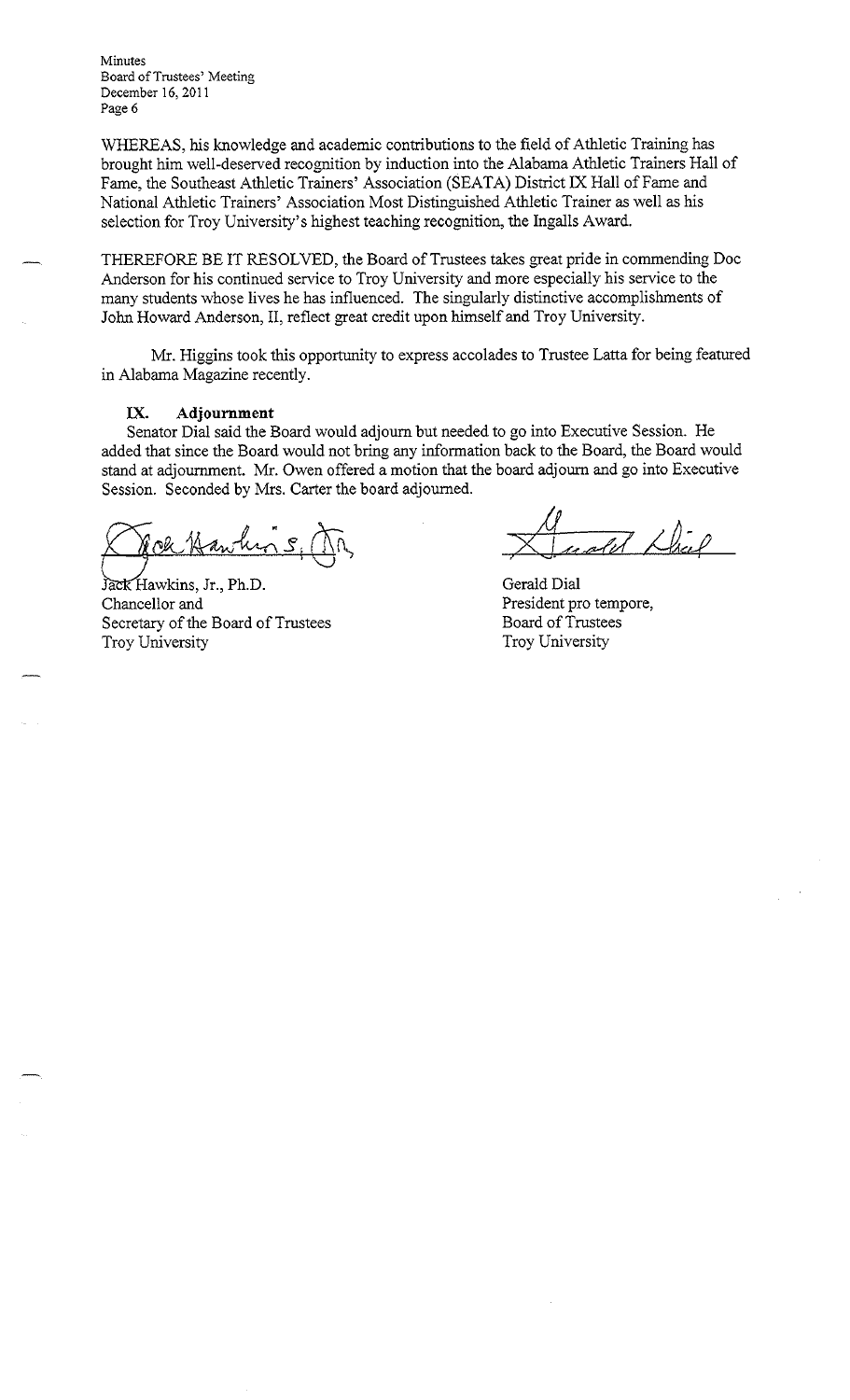WHEREAS, his knowledge and academic contributions to the field of Athletic Training has brought him well-deserved recognition by induction into the Alabama Athletic Trainers Hall of Fame, the Southeast Athletic Trainers' Association (SEATA) District IX Hall of Fame and National Athletic Trainers' Association Most Distinguished Athletic Trainer as well as his selection for Troy University's highest teaching recognition, the Ingalls Award.

THEREFORE BE IT RESOLVED, the Board of Trustees takes great pride in commending Doc Anderson for his continued service to Troy University and more especially his service to the many students whose lives he has influenced. The singularly distinctive accomplishments of John Howard Anderson, II, reflect great credit upon himself and Troy University.

Mr. Higgins took this opportunity to express accolades to Trustee Latta for being featured in Alabama Magazine recently.

### IX. Adjournment

Senator Dial said the Board would adjourn but needed to go into Executive Session. He added that since the Board would not bring any information back to the Board, the Board would stand at adjournment. Mr. Owen offered a motion that the board adjourn and go into Executive Session. Seconded by Mrs. Carter the board adjourned.

Jack Hawkins, Jr., Ph.D.
Chancellor and
Secretary of the Board of Trustees
Troy University

Gerald Dial
President pro tempore,
Board of Trustees
Troy University